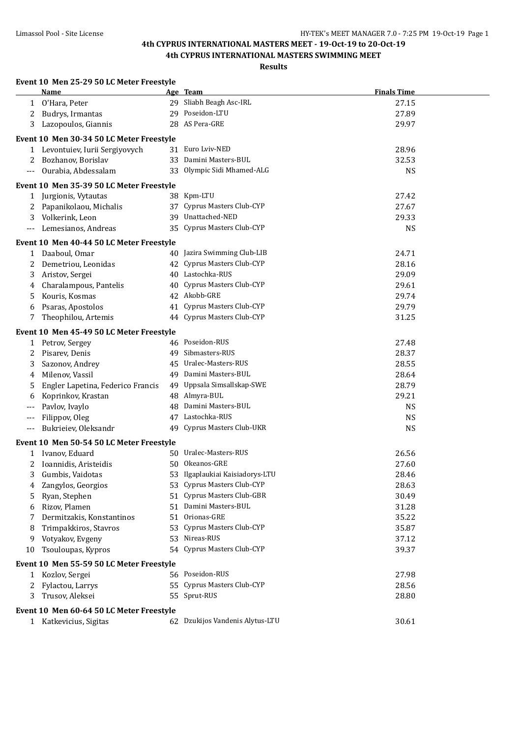# 4th CYPRUS INTERNATIONAL MASTERS MEET - 19-Oct-19 to 20-Oct-19

## 4th CYPRUS INTERNATIONAL MASTERS SWIMMING MEET

### Results

**Event 10 Men 25-29 50 LC Meter Freestyle**

| | Name | Age | Team | Finals Time |
|---|---|---|---|---|
| 1 | O'Hara, Peter | 29 | Sliabh Beagh Asc-IRL | 27.15 |
| 2 | Budrys, Irmantas | 29 | Poseidon-LTU | 27.89 |
| 3 | Lazopoulos, Giannis | 28 | AS Pera-GRE | 29.97 |

**Event 10 Men 30-34 50 LC Meter Freestyle**

| | Name | Age | Team | Finals Time |
|---|---|---|---|---|
| 1 | Levontuiev, Iurii Sergiyovych | 31 | Euro Lviv-NED | 28.96 |
| 2 | Bozhanov, Borislav | 33 | Damini Masters-BUL | 32.53 |
| --- | Ourabia, Abdessalam | 33 | Olympic Sidi Mhamed-ALG | NS |

**Event 10 Men 35-39 50 LC Meter Freestyle**

| | Name | Age | Team | Finals Time |
|---|---|---|---|---|
| 1 | Jurgionis, Vytautas | 38 | Kpm-LTU | 27.42 |
| 2 | Papanikolaou, Michalis | 37 | Cyprus Masters Club-CYP | 27.67 |
| 3 | Volkerink, Leon | 39 | Unattached-NED | 29.33 |
| --- | Lemesianos, Andreas | 35 | Cyprus Masters Club-CYP | NS |

**Event 10 Men 40-44 50 LC Meter Freestyle**

| | Name | Age | Team | Finals Time |
|---|---|---|---|---|
| 1 | Daaboul, Omar | 40 | Jazira Swimming Club-LIB | 24.71 |
| 2 | Demetriou, Leonidas | 42 | Cyprus Masters Club-CYP | 28.16 |
| 3 | Aristov, Sergei | 40 | Lastochka-RUS | 29.09 |
| 4 | Charalampous, Pantelis | 40 | Cyprus Masters Club-CYP | 29.61 |
| 5 | Kouris, Kosmas | 42 | Akobb-GRE | 29.74 |
| 6 | Psaras, Apostolos | 41 | Cyprus Masters Club-CYP | 29.79 |
| 7 | Theophilou, Artemis | 44 | Cyprus Masters Club-CYP | 31.25 |

**Event 10 Men 45-49 50 LC Meter Freestyle**

| | Name | Age | Team | Finals Time |
|---|---|---|---|---|
| 1 | Petrov, Sergey | 46 | Poseidon-RUS | 27.48 |
| 2 | Pisarev, Denis | 49 | Sibmasters-RUS | 28.37 |
| 3 | Sazonov, Andrey | 45 | Uralec-Masters-RUS | 28.55 |
| 4 | Milenov, Vassil | 49 | Damini Masters-BUL | 28.64 |
| 5 | Engler Lapetina, Federico Francis | 49 | Uppsala Simsallskap-SWE | 28.79 |
| 6 | Koprinkov, Krastan | 48 | Almyra-BUL | 29.21 |
| --- | Pavlov, Ivaylo | 48 | Damini Masters-BUL | NS |
| --- | Filippov, Oleg | 47 | Lastochka-RUS | NS |
| --- | Bukrieiev, Oleksandr | 49 | Cyprus Masters Club-UKR | NS |

**Event 10 Men 50-54 50 LC Meter Freestyle**

| | Name | Age | Team | Finals Time |
|---|---|---|---|---|
| 1 | Ivanov, Eduard | 50 | Uralec-Masters-RUS | 26.56 |
| 2 | Ioannidis, Aristeidis | 50 | Okeanos-GRE | 27.60 |
| 3 | Gumbis, Vaidotas | 53 | Ilgaplaukiai Kaisiadorys-LTU | 28.46 |
| 4 | Zangylos, Georgios | 53 | Cyprus Masters Club-CYP | 28.63 |
| 5 | Ryan, Stephen | 51 | Cyprus Masters Club-GBR | 30.49 |
| 6 | Rizov, Plamen | 51 | Damini Masters-BUL | 31.28 |
| 7 | Dermitzakis, Konstantinos | 51 | Orionas-GRE | 35.22 |
| 8 | Trimpakkiros, Stavros | 53 | Cyprus Masters Club-CYP | 35.87 |
| 9 | Votyakov, Evgeny | 53 | Nireas-RUS | 37.12 |
| 10 | Tsouloupas, Kypros | 54 | Cyprus Masters Club-CYP | 39.37 |

**Event 10 Men 55-59 50 LC Meter Freestyle**

| | Name | Age | Team | Finals Time |
|---|---|---|---|---|
| 1 | Kozlov, Sergei | 56 | Poseidon-RUS | 27.98 |
| 2 | Fylactou, Larrys | 55 | Cyprus Masters Club-CYP | 28.56 |
| 3 | Trusov, Aleksei | 55 | Sprut-RUS | 28.80 |

**Event 10 Men 60-64 50 LC Meter Freestyle**

| | Name | Age | Team | Finals Time |
|---|---|---|---|---|
| 1 | Katkevicius, Sigitas | 62 | Dzukijos Vandenis Alytus-LTU | 30.61 |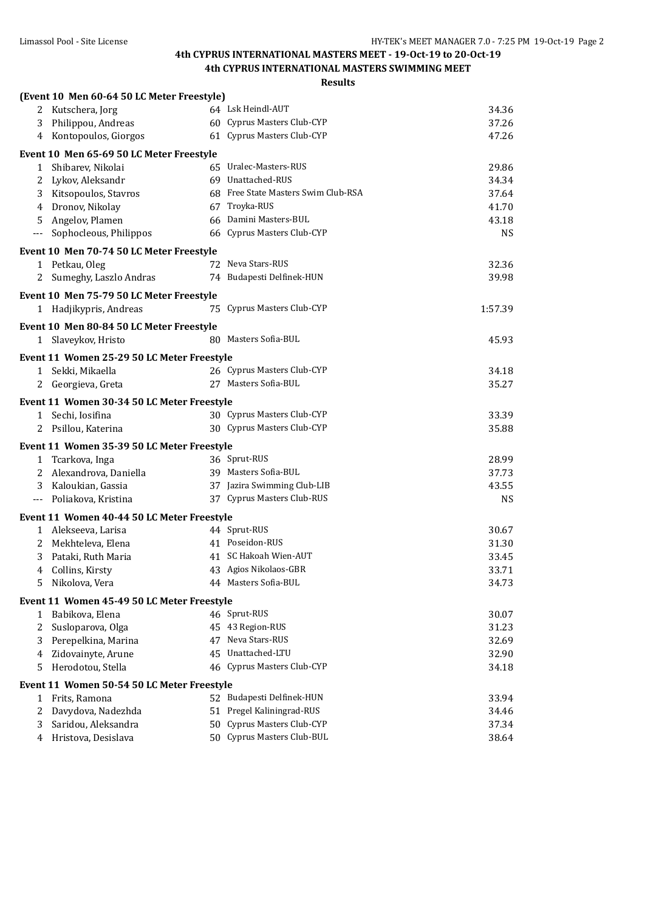## 4th CYPRUS INTERNATIONAL MASTERS MEET - 19-Oct-19 to 20-Oct-19

## 4th CYPRUS INTERNATIONAL MASTERS SWIMMING MEET

### Results

**(Event 10 Men 60-64 50 LC Meter Freestyle)**

| | | | | |
|---|---|---|---|---|
| 2 | Kutschera, Jorg | 64 | Lsk Heindl-AUT | 34.36 |
| 3 | Philippou, Andreas | 60 | Cyprus Masters Club-CYP | 37.26 |
| 4 | Kontopoulos, Giorgos | 61 | Cyprus Masters Club-CYP | 47.26 |

**Event 10 Men 65-69 50 LC Meter Freestyle**

| | | | | |
|---|---|---|---|---|
| 1 | Shibarev, Nikolai | 65 | Uralec-Masters-RUS | 29.86 |
| 2 | Lykov, Aleksandr | 69 | Unattached-RUS | 34.34 |
| 3 | Kitsopoulos, Stavros | 68 | Free State Masters Swim Club-RSA | 37.64 |
| 4 | Dronov, Nikolay | 67 | Troyka-RUS | 41.70 |
| 5 | Angelov, Plamen | 66 | Damini Masters-BUL | 43.18 |
| --- | Sophocleous, Philippos | 66 | Cyprus Masters Club-CYP | NS |

**Event 10 Men 70-74 50 LC Meter Freestyle**

| | | | | |
|---|---|---|---|---|
| 1 | Petkau, Oleg | 72 | Neva Stars-RUS | 32.36 |
| 2 | Sumeghy, Laszlo Andras | 74 | Budapesti Delfinek-HUN | 39.98 |

**Event 10 Men 75-79 50 LC Meter Freestyle**

| | | | | |
|---|---|---|---|---|
| 1 | Hadjikypris, Andreas | 75 | Cyprus Masters Club-CYP | 1:57.39 |

**Event 10 Men 80-84 50 LC Meter Freestyle**

| | | | | |
|---|---|---|---|---|
| 1 | Slaveykov, Hristo | 80 | Masters Sofia-BUL | 45.93 |

**Event 11 Women 25-29 50 LC Meter Freestyle**

| | | | | |
|---|---|---|---|---|
| 1 | Sekki, Mikaella | 26 | Cyprus Masters Club-CYP | 34.18 |
| 2 | Georgieva, Greta | 27 | Masters Sofia-BUL | 35.27 |

**Event 11 Women 30-34 50 LC Meter Freestyle**

| | | | | |
|---|---|---|---|---|
| 1 | Sechi, Iosifina | 30 | Cyprus Masters Club-CYP | 33.39 |
| 2 | Psillou, Katerina | 30 | Cyprus Masters Club-CYP | 35.88 |

**Event 11 Women 35-39 50 LC Meter Freestyle**

| | | | | |
|---|---|---|---|---|
| 1 | Tcarkova, Inga | 36 | Sprut-RUS | 28.99 |
| 2 | Alexandrova, Daniella | 39 | Masters Sofia-BUL | 37.73 |
| 3 | Kaloukian, Gassia | 37 | Jazira Swimming Club-LIB | 43.55 |
| --- | Poliakova, Kristina | 37 | Cyprus Masters Club-RUS | NS |

**Event 11 Women 40-44 50 LC Meter Freestyle**

| | | | | |
|---|---|---|---|---|
| 1 | Alekseeva, Larisa | 44 | Sprut-RUS | 30.67 |
| 2 | Mekhteleva, Elena | 41 | Poseidon-RUS | 31.30 |
| 3 | Pataki, Ruth Maria | 41 | SC Hakoah Wien-AUT | 33.45 |
| 4 | Collins, Kirsty | 43 | Agios Nikolaos-GBR | 33.71 |
| 5 | Nikolova, Vera | 44 | Masters Sofia-BUL | 34.73 |

**Event 11 Women 45-49 50 LC Meter Freestyle**

| | | | | |
|---|---|---|---|---|
| 1 | Babikova, Elena | 46 | Sprut-RUS | 30.07 |
| 2 | Susloparova, Olga | 45 | 43 Region-RUS | 31.23 |
| 3 | Perepelkina, Marina | 47 | Neva Stars-RUS | 32.69 |
| 4 | Zidovainyte, Arune | 45 | Unattached-LTU | 32.90 |
| 5 | Herodotou, Stella | 46 | Cyprus Masters Club-CYP | 34.18 |

**Event 11 Women 50-54 50 LC Meter Freestyle**

| | | | | |
|---|---|---|---|---|
| 1 | Frits, Ramona | 52 | Budapesti Delfinek-HUN | 33.94 |
| 2 | Davydova, Nadezhda | 51 | Pregel Kaliningrad-RUS | 34.46 |
| 3 | Saridou, Aleksandra | 50 | Cyprus Masters Club-CYP | 37.34 |
| 4 | Hristova, Desislava | 50 | Cyprus Masters Club-BUL | 38.64 |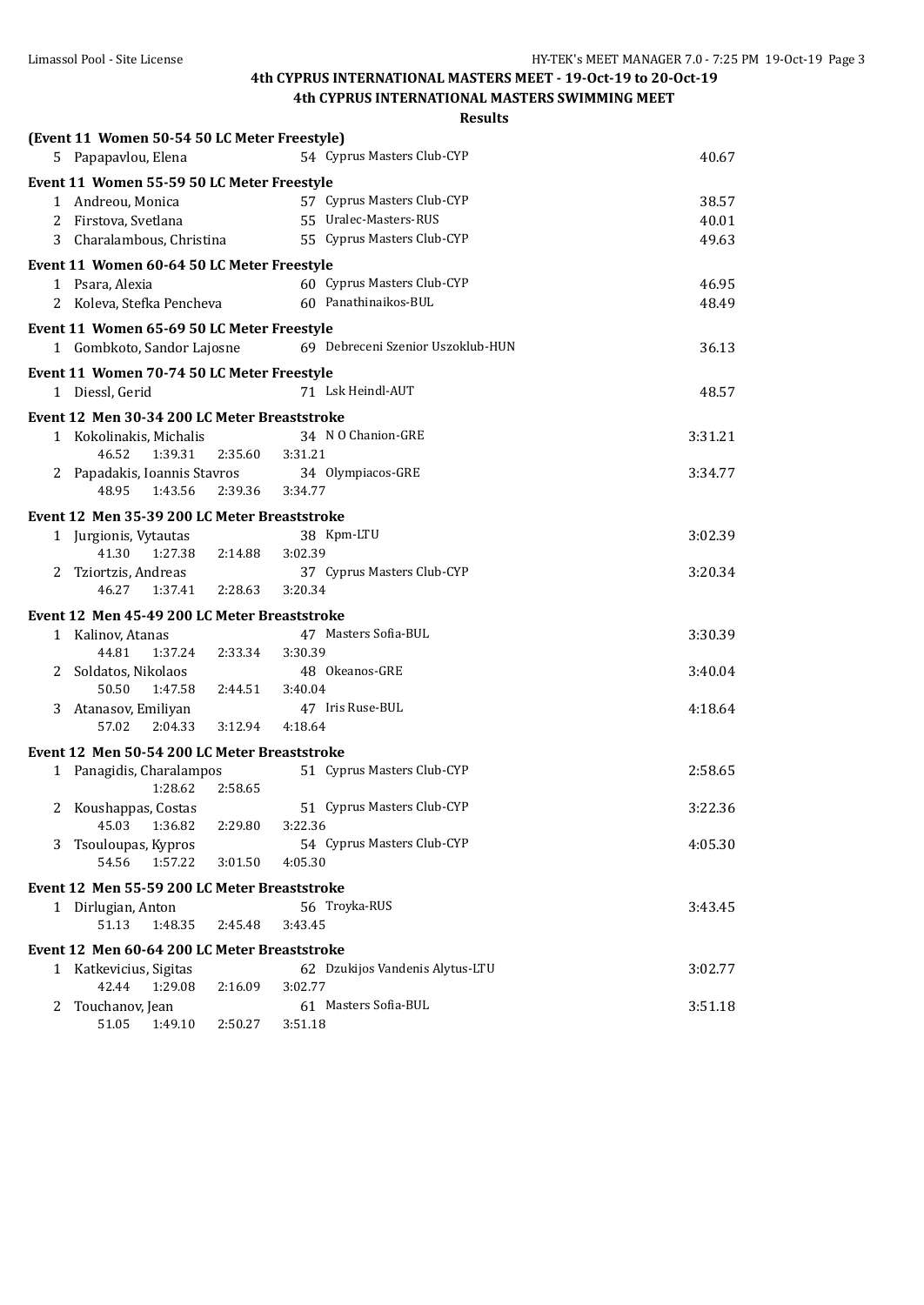# 4th CYPRUS INTERNATIONAL MASTERS MEET - 19-Oct-19 to 20-Oct-19

## 4th CYPRUS INTERNATIONAL MASTERS SWIMMING MEET

### Results

**(Event 11 Women 50-54 50 LC Meter Freestyle)**

| | | | | |
|---|---|---|---|---|
| 5 | Papapavlou, Elena | 54 | Cyprus Masters Club-CYP | 40.67 |

**Event 11 Women 55-59 50 LC Meter Freestyle**

| | | | | |
|---|---|---|---|---|
| 1 | Andreou, Monica | 57 | Cyprus Masters Club-CYP | 38.57 |
| 2 | Firstova, Svetlana | 55 | Uralec-Masters-RUS | 40.01 |
| 3 | Charalambous, Christina | 55 | Cyprus Masters Club-CYP | 49.63 |

**Event 11 Women 60-64 50 LC Meter Freestyle**

| | | | | |
|---|---|---|---|---|
| 1 | Psara, Alexia | 60 | Cyprus Masters Club-CYP | 46.95 |
| 2 | Koleva, Stefka Pencheva | 60 | Panathinaikos-BUL | 48.49 |

**Event 11 Women 65-69 50 LC Meter Freestyle**

| | | | | |
|---|---|---|---|---|
| 1 | Gombkoto, Sandor Lajosne | 69 | Debreceni Szenior Uszoklub-HUN | 36.13 |

**Event 11 Women 70-74 50 LC Meter Freestyle**

| | | | | |
|---|---|---|---|---|
| 1 | Diessl, Gerid | 71 | Lsk Heindl-AUT | 48.57 |

**Event 12 Men 30-34 200 LC Meter Breaststroke**

| | | | | |
|---|---|---|---|---|
| 1 | Kokolinakis, Michalis | 34 | N O Chanion-GRE | 3:31.21 |
| | 46.52 1:39.31 2:35.60 3:31.21 | | | |
| 2 | Papadakis, Ioannis Stavros | 34 | Olympiacos-GRE | 3:34.77 |
| | 48.95 1:43.56 2:39.36 3:34.77 | | | |

**Event 12 Men 35-39 200 LC Meter Breaststroke**

| | | | | |
|---|---|---|---|---|
| 1 | Jurgionis, Vytautas | 38 | Kpm-LTU | 3:02.39 |
| | 41.30 1:27.38 2:14.88 3:02.39 | | | |
| 2 | Tziortzis, Andreas | 37 | Cyprus Masters Club-CYP | 3:20.34 |
| | 46.27 1:37.41 2:28.63 3:20.34 | | | |

**Event 12 Men 45-49 200 LC Meter Breaststroke**

| | | | | |
|---|---|---|---|---|
| 1 | Kalinov, Atanas | 47 | Masters Sofia-BUL | 3:30.39 |
| | 44.81 1:37.24 2:33.34 3:30.39 | | | |
| 2 | Soldatos, Nikolaos | 48 | Okeanos-GRE | 3:40.04 |
| | 50.50 1:47.58 2:44.51 3:40.04 | | | |
| 3 | Atanasov, Emiliyan | 47 | Iris Ruse-BUL | 4:18.64 |
| | 57.02 2:04.33 3:12.94 4:18.64 | | | |

**Event 12 Men 50-54 200 LC Meter Breaststroke**

| | | | | |
|---|---|---|---|---|
| 1 | Panagidis, Charalampos | 51 | Cyprus Masters Club-CYP | 2:58.65 |
| | 1:28.62 2:58.65 | | | |
| 2 | Koushappas, Costas | 51 | Cyprus Masters Club-CYP | 3:22.36 |
| | 45.03 1:36.82 2:29.80 3:22.36 | | | |
| 3 | Tsouloupas, Kypros | 54 | Cyprus Masters Club-CYP | 4:05.30 |
| | 54.56 1:57.22 3:01.50 4:05.30 | | | |

**Event 12 Men 55-59 200 LC Meter Breaststroke**

| | | | | |
|---|---|---|---|---|
| 1 | Dirlugian, Anton | 56 | Troyka-RUS | 3:43.45 |
| | 51.13 1:48.35 2:45.48 3:43.45 | | | |

**Event 12 Men 60-64 200 LC Meter Breaststroke**

| | | | | |
|---|---|---|---|---|
| 1 | Katkevicius, Sigitas | 62 | Dzukijos Vandenis Alytus-LTU | 3:02.77 |
| | 42.44 1:29.08 2:16.09 3:02.77 | | | |
| 2 | Touchanov, Jean | 61 | Masters Sofia-BUL | 3:51.18 |
| | 51.05 1:49.10 2:50.27 3:51.18 | | | |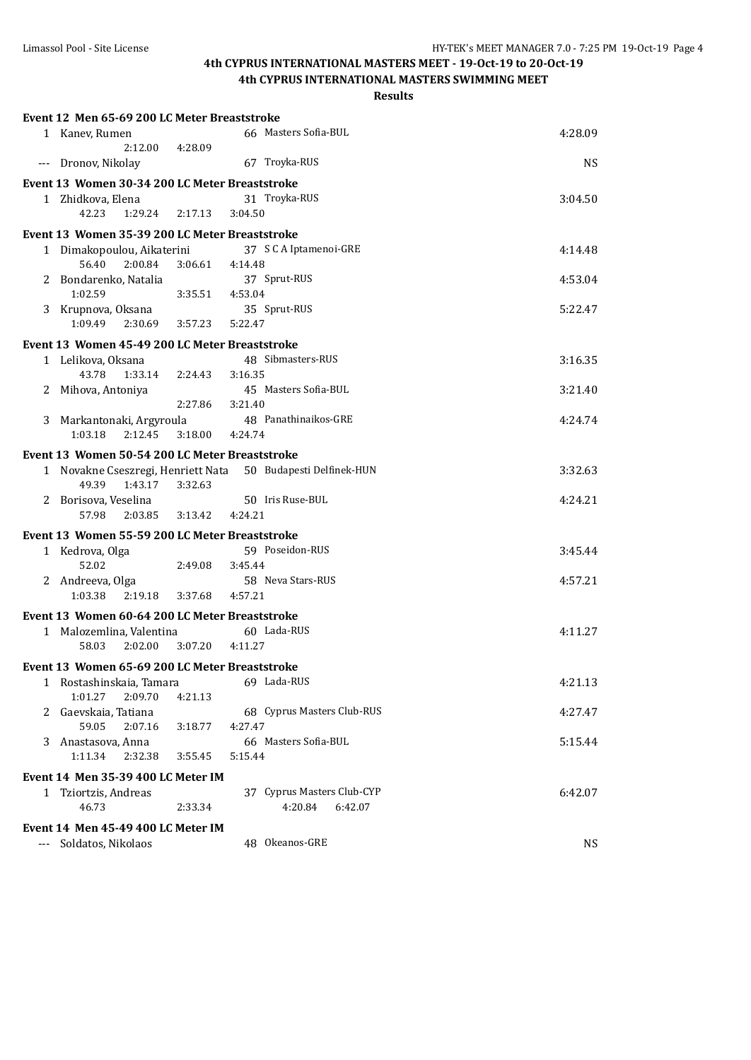# 4th CYPRUS INTERNATIONAL MASTERS MEET - 19-Oct-19 to 20-Oct-19

## 4th CYPRUS INTERNATIONAL MASTERS SWIMMING MEET

### Results

**Event 12 Men 65-69 200 LC Meter Breaststroke**

```
  1 Kanev, Rumen                       66 Masters Sofia-BUL                 4:28.09
              2:12.00    4:28.09
--- Dronov, Nikolay                    67 Troyka-RUS                             NS
```

**Event 13 Women 30-34 200 LC Meter Breaststroke**

```
  1 Zhidkova, Elena                    31 Troyka-RUS                        3:04.50
       42.23   1:29.24   2:17.13   3:04.50
```

**Event 13 Women 35-39 200 LC Meter Breaststroke**

```
  1 Dimakopoulou, Aikaterini           37 S C A Iptamenoi-GRE               4:14.48
       56.40   2:00.84   3:06.61   4:14.48
  2 Bondarenko, Natalia                37 Sprut-RUS                         4:53.04
     1:02.59             3:35.51   4:53.04
  3 Krupnova, Oksana                   35 Sprut-RUS                         5:22.47
     1:09.49   2:30.69   3:57.23   5:22.47
```

**Event 13 Women 45-49 200 LC Meter Breaststroke**

```
  1 Lelikova, Oksana                   48 Sibmasters-RUS                    3:16.35
       43.78   1:33.14   2:24.43   3:16.35
  2 Mihova, Antoniya                   45 Masters Sofia-BUL                 3:21.40
                         2:27.86   3:21.40
  3 Markantonaki, Argyroula            48 Panathinaikos-GRE                 4:24.74
     1:03.18   2:12.45   3:18.00   4:24.74
```

**Event 13 Women 50-54 200 LC Meter Breaststroke**

```
  1 Novakne Cseszregi, Henriett Nata   50 Budapesti Delfinek-HUN            3:32.63
       49.39   1:43.17   3:32.63
  2 Borisova, Veselina                 50 Iris Ruse-BUL                     4:24.21
       57.98   2:03.85   3:13.42   4:24.21
```

**Event 13 Women 55-59 200 LC Meter Breaststroke**

```
  1 Kedrova, Olga                      59 Poseidon-RUS                      3:45.44
       52.02             2:49.08   3:45.44
  2 Andreeva, Olga                     58 Neva Stars-RUS                    4:57.21
     1:03.38   2:19.18   3:37.68   4:57.21
```

**Event 13 Women 60-64 200 LC Meter Breaststroke**

```
  1 Malozemlina, Valentina             60 Lada-RUS                          4:11.27
       58.03   2:02.00   3:07.20   4:11.27
```

**Event 13 Women 65-69 200 LC Meter Breaststroke**

```
  1 Rostashinskaia, Tamara             69 Lada-RUS                          4:21.13
     1:01.27   2:09.70   4:21.13
  2 Gaevskaia, Tatiana                 68 Cyprus Masters Club-RUS           4:27.47
       59.05   2:07.16   3:18.77   4:27.47
  3 Anastasova, Anna                   66 Masters Sofia-BUL                 5:15.44
     1:11.34   2:32.38   3:55.45   5:15.44
```

**Event 14 Men 35-39 400 LC Meter IM**

```
  1 Tziortzis, Andreas                 37 Cyprus Masters Club-CYP           6:42.07
       46.73             2:33.34             4:20.84   6:42.07
```

**Event 14 Men 45-49 400 LC Meter IM**

```
--- Soldatos, Nikolaos                 48 Okeanos-GRE                            NS
```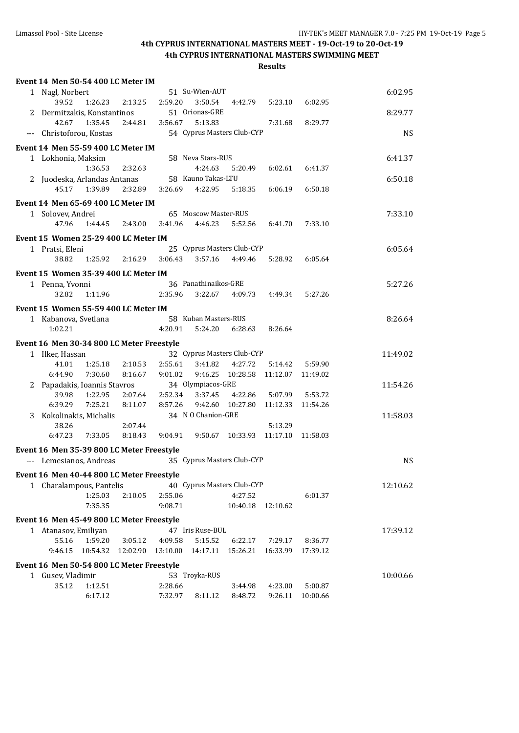# 4th CYPRUS INTERNATIONAL MASTERS MEET - 19-Oct-19 to 20-Oct-19

## 4th CYPRUS INTERNATIONAL MASTERS SWIMMING MEET

### Results

**Event 14 Men 50-54 400 LC Meter IM**

| | | | | | | | |
|---|---|---|---|---|---|---|---|
| 1 | Nagl, Norbert | 51 | Su-Wien-AUT | | | | 6:02.95 |
| 39.52 | 1:26.23 | 2:13.25 | 2:59.20 | 3:50.54 | 4:42.79 | 5:23.10 | 6:02.95 |
| 2 | Dermitzakis, Konstantinos | 51 | Orionas-GRE | | | | 8:29.77 |
| 42.67 | 1:35.45 | 2:44.81 | 3:56.67 | 5:13.83 | | 7:31.68 | 8:29.77 |
| --- | Christoforou, Kostas | 54 | Cyprus Masters Club-CYP | | | | NS |

**Event 14 Men 55-59 400 LC Meter IM**

| | | | | | | | |
|---|---|---|---|---|---|---|---|
| 1 | Lokhonia, Maksim | 58 | Neva Stars-RUS | | | | 6:41.37 |
| | 1:36.53 | 2:32.63 | | 4:24.63 | 5:20.49 | 6:02.61 | 6:41.37 |
| 2 | Juodeska, Arlandas Antanas | 58 | Kauno Takas-LTU | | | | 6:50.18 |
| 45.17 | 1:39.89 | 2:32.89 | 3:26.69 | 4:22.95 | 5:18.35 | 6:06.19 | 6:50.18 |

**Event 14 Men 65-69 400 LC Meter IM**

| | | | | | | | |
|---|---|---|---|---|---|---|---|
| 1 | Solovev, Andrei | 65 | Moscow Master-RUS | | | | 7:33.10 |
| 47.96 | 1:44.45 | 2:43.00 | 3:41.96 | 4:46.23 | 5:52.56 | 6:41.70 | 7:33.10 |

**Event 15 Women 25-29 400 LC Meter IM**

| | | | | | | | |
|---|---|---|---|---|---|---|---|
| 1 | Pratsi, Eleni | 25 | Cyprus Masters Club-CYP | | | | 6:05.64 |
| 38.82 | 1:25.92 | 2:16.29 | 3:06.43 | 3:57.16 | 4:49.46 | 5:28.92 | 6:05.64 |

**Event 15 Women 35-39 400 LC Meter IM**

| | | | | | | | |
|---|---|---|---|---|---|---|---|
| 1 | Penna, Yvonni | 36 | Panathinaikos-GRE | | | | 5:27.26 |
| 32.82 | 1:11.96 | | 2:35.96 | 3:22.67 | 4:09.73 | 4:49.34 | 5:27.26 |

**Event 15 Women 55-59 400 LC Meter IM**

| | | | | | | | |
|---|---|---|---|---|---|---|---|
| 1 | Kabanova, Svetlana | 58 | Kuban Masters-RUS | | | | 8:26.64 |
| 1:02.21 | | | 4:20.91 | 5:24.20 | 6:28.63 | 8:26.64 | |

**Event 16 Men 30-34 800 LC Meter Freestyle**

| | | | | | | | |
|---|---|---|---|---|---|---|---|
| 1 | Ilker, Hassan | 32 | Cyprus Masters Club-CYP | | | | 11:49.02 |
| 41.01 | 1:25.18 | 2:10.53 | 2:55.61 | 3:41.82 | 4:27.72 | 5:14.42 | 5:59.90 |
| 6:44.90 | 7:30.60 | 8:16.67 | 9:01.02 | 9:46.25 | 10:28.58 | 11:12.07 | 11:49.02 |
| 2 | Papadakis, Ioannis Stavros | 34 | Olympiacos-GRE | | | | 11:54.26 |
| 39.98 | 1:22.95 | 2:07.64 | 2:52.34 | 3:37.45 | 4:22.86 | 5:07.99 | 5:53.72 |
| 6:39.29 | 7:25.21 | 8:11.07 | 8:57.26 | 9:42.60 | 10:27.80 | 11:12.33 | 11:54.26 |
| 3 | Kokolinakis, Michalis | 34 | N O Chanion-GRE | | | | 11:58.03 |
| 38.26 | | 2:07.44 | | | | 5:13.29 | |
| 6:47.23 | 7:33.05 | 8:18.43 | 9:04.91 | 9:50.67 | 10:33.93 | 11:17.10 | 11:58.03 |

**Event 16 Men 35-39 800 LC Meter Freestyle**

| | | | | | | | |
|---|---|---|---|---|---|---|---|
| --- | Lemesianos, Andreas | 35 | Cyprus Masters Club-CYP | | | | NS |

**Event 16 Men 40-44 800 LC Meter Freestyle**

| | | | | | | | |
|---|---|---|---|---|---|---|---|
| 1 | Charalampous, Pantelis | 40 | Cyprus Masters Club-CYP | | | | 12:10.62 |
| | 1:25.03 | 2:10.05 | 2:55.06 | | 4:27.52 | | 6:01.37 |
| | 7:35.35 | | 9:08.71 | | 10:40.18 | 12:10.62 | |

**Event 16 Men 45-49 800 LC Meter Freestyle**

| | | | | | | | |
|---|---|---|---|---|---|---|---|
| 1 | Atanasov, Emiliyan | 47 | Iris Ruse-BUL | | | | 17:39.12 |
| 55.16 | 1:59.20 | 3:05.12 | 4:09.58 | 5:15.52 | 6:22.17 | 7:29.17 | 8:36.77 |
| 9:46.15 | 10:54.32 | 12:02.90 | 13:10.00 | 14:17.11 | 15:26.21 | 16:33.99 | 17:39.12 |

**Event 16 Men 50-54 800 LC Meter Freestyle**

| | | | | | | | |
|---|---|---|---|---|---|---|---|
| 1 | Gusev, Vladimir | 53 | Troyka-RUS | | | | 10:00.66 |
| 35.12 | 1:12.51 | | 2:28.66 | | 3:44.98 | 4:23.00 | 5:00.87 |
| | 6:17.12 | | 7:32.97 | 8:11.12 | 8:48.72 | 9:26.11 | 10:00.66 |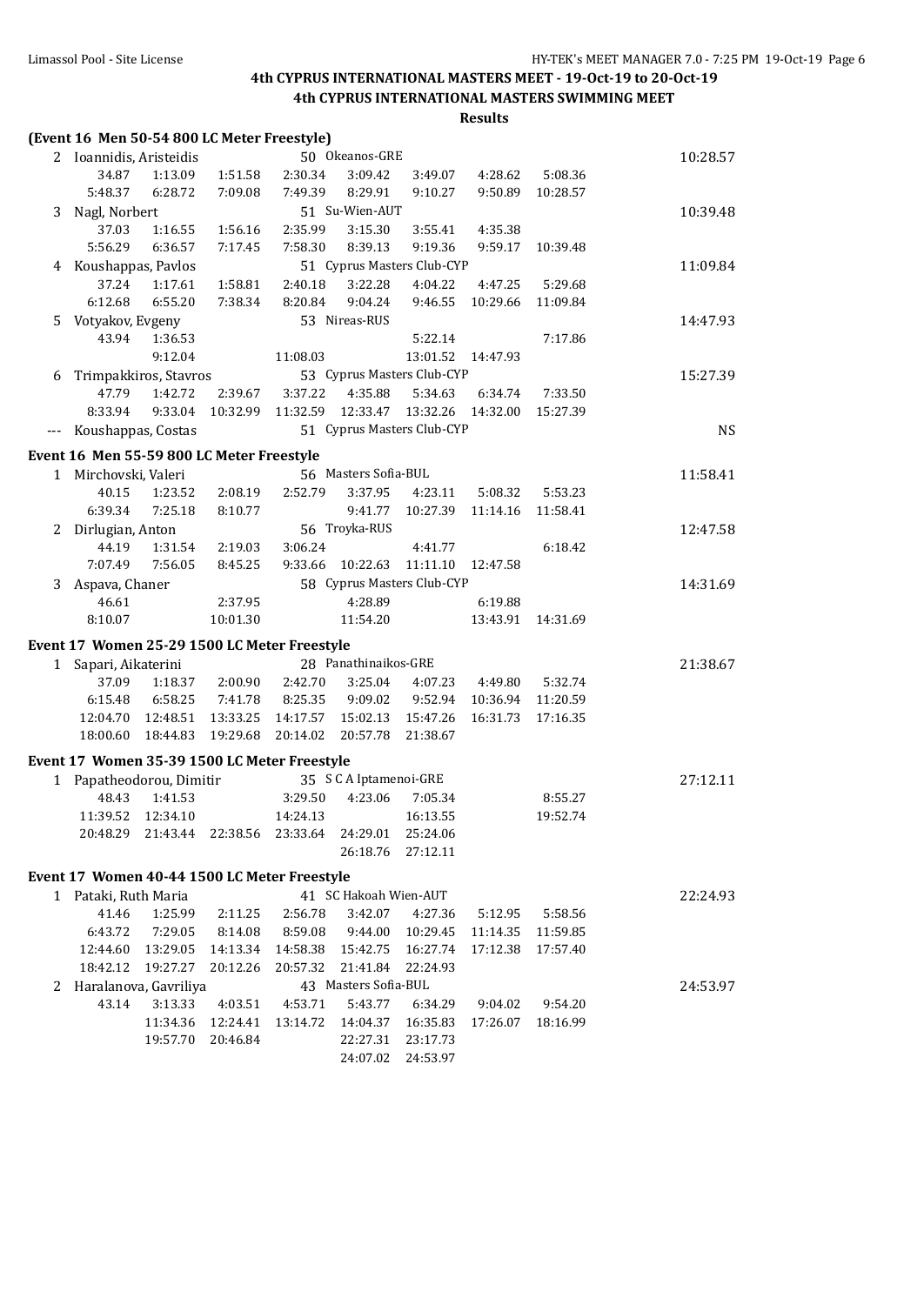### (Event 16 Men 50-54 800 LC Meter Freestyle)

| | | | | | | | | | |
|---|---|---|---|---|---|---|---|---|---|
| 2 | Ioannidis, Aristeidis | | | 50 Okeanos-GRE | | | | | 10:28.57 |
| | 34.87 | 1:13.09 | 1:51.58 | 2:30.34 | 3:09.42 | 3:49.07 | 4:28.62 | 5:08.36 | |
| | 5:48.37 | 6:28.72 | 7:09.08 | 7:49.39 | 8:29.91 | 9:10.27 | 9:50.89 | 10:28.57 | |
| 3 | Nagl, Norbert | | | 51 Su-Wien-AUT | | | | | 10:39.48 |
| | 37.03 | 1:16.55 | 1:56.16 | 2:35.99 | 3:15.30 | 3:55.41 | 4:35.38 | | |
| | 5:56.29 | 6:36.57 | 7:17.45 | 7:58.30 | 8:39.13 | 9:19.36 | 9:59.17 | 10:39.48 | |
| 4 | Koushappas, Pavlos | | | 51 Cyprus Masters Club-CYP | | | | | 11:09.84 |
| | 37.24 | 1:17.61 | 1:58.81 | 2:40.18 | 3:22.28 | 4:04.22 | 4:47.25 | 5:29.68 | |
| | 6:12.68 | 6:55.20 | 7:38.34 | 8:20.84 | 9:04.24 | 9:46.55 | 10:29.66 | 11:09.84 | |
| 5 | Votyakov, Evgeny | | | 53 Nireas-RUS | | | | | 14:47.93 |
| | 43.94 | 1:36.53 | | | | 5:22.14 | | 7:17.86 | |
| | | 9:12.04 | | 11:08.03 | | 13:01.52 | 14:47.93 | | |
| 6 | Trimpakkiros, Stavros | | | 53 Cyprus Masters Club-CYP | | | | | 15:27.39 |
| | 47.79 | 1:42.72 | 2:39.67 | 3:37.22 | 4:35.88 | 5:34.63 | 6:34.74 | 7:33.50 | |
| | 8:33.94 | 9:33.04 | 10:32.99 | 11:32.59 | 12:33.47 | 13:32.26 | 14:32.00 | 15:27.39 | |
| --- | Koushappas, Costas | | | 51 Cyprus Masters Club-CYP | | | | | NS |

### Event 16 Men 55-59 800 LC Meter Freestyle

| | | | | | | | | | |
|---|---|---|---|---|---|---|---|---|---|
| 1 | Mirchovski, Valeri | | | 56 Masters Sofia-BUL | | | | | 11:58.41 |
| | 40.15 | 1:23.52 | 2:08.19 | 2:52.79 | 3:37.95 | 4:23.11 | 5:08.32 | 5:53.23 | |
| | 6:39.34 | 7:25.18 | 8:10.77 | | 9:41.77 | 10:27.39 | 11:14.16 | 11:58.41 | |
| 2 | Dirlugian, Anton | | | 56 Troyka-RUS | | | | | 12:47.58 |
| | 44.19 | 1:31.54 | 2:19.03 | 3:06.24 | | 4:41.77 | | 6:18.42 | |
| | 7:07.49 | 7:56.05 | 8:45.25 | 9:33.66 | 10:22.63 | 11:11.10 | 12:47.58 | | |
| 3 | Aspava, Chaner | | | 58 Cyprus Masters Club-CYP | | | | | 14:31.69 |
| | 46.61 | | 2:37.95 | | 4:28.89 | | 6:19.88 | | |
| | 8:10.07 | | 10:01.30 | | 11:54.20 | | 13:43.91 | 14:31.69 | |

### Event 17 Women 25-29 1500 LC Meter Freestyle

| | | | | | | | | | |
|---|---|---|---|---|---|---|---|---|---|
| 1 | Sapari, Aikaterini | | | 28 Panathinaikos-GRE | | | | | 21:38.67 |
| | 37.09 | 1:18.37 | 2:00.90 | 2:42.70 | 3:25.04 | 4:07.23 | 4:49.80 | 5:32.74 | |
| | 6:15.48 | 6:58.25 | 7:41.78 | 8:25.35 | 9:09.02 | 9:52.94 | 10:36.94 | 11:20.59 | |
| | 12:04.70 | 12:48.51 | 13:33.25 | 14:17.57 | 15:02.13 | 15:47.26 | 16:31.73 | 17:16.35 | |
| | 18:00.60 | 18:44.83 | 19:29.68 | 20:14.02 | 20:57.78 | 21:38.67 | | | |

### Event 17 Women 35-39 1500 LC Meter Freestyle

| | | | | | | | | | |
|---|---|---|---|---|---|---|---|---|---|
| 1 | Papatheodorou, Dimitir | | | 35 S C A Iptamenoi-GRE | | | | | 27:12.11 |
| | 48.43 | 1:41.53 | | 3:29.50 | 4:23.06 | 7:05.34 | | 8:55.27 | |
| | 11:39.52 | 12:34.10 | | 14:24.13 | | 16:13.55 | | 19:52.74 | |
| | 20:48.29 | 21:43.44 | 22:38.56 | 23:33.64 | 24:29.01 | 25:24.06 | | | |
| | | | | | 26:18.76 | 27:12.11 | | | |

### Event 17 Women 40-44 1500 LC Meter Freestyle

| | | | | | | | | | |
|---|---|---|---|---|---|---|---|---|---|
| 1 | Pataki, Ruth Maria | | | 41 SC Hakoah Wien-AUT | | | | | 22:24.93 |
| | 41.46 | 1:25.99 | 2:11.25 | 2:56.78 | 3:42.07 | 4:27.36 | 5:12.95 | 5:58.56 | |
| | 6:43.72 | 7:29.05 | 8:14.08 | 8:59.08 | 9:44.00 | 10:29.45 | 11:14.35 | 11:59.85 | |
| | 12:44.60 | 13:29.05 | 14:13.34 | 14:58.38 | 15:42.75 | 16:27.74 | 17:12.38 | 17:57.40 | |
| | 18:42.12 | 19:27.27 | 20:12.26 | 20:57.32 | 21:41.84 | 22:24.93 | | | |
| 2 | Haralanova, Gavriliya | | | 43 Masters Sofia-BUL | | | | | 24:53.97 |
| | 43.14 | 3:13.33 | 4:03.51 | 4:53.71 | 5:43.77 | 6:34.29 | 9:04.02 | 9:54.20 | |
| | | 11:34.36 | 12:24.41 | 13:14.72 | 14:04.37 | 16:35.83 | 17:26.07 | 18:16.99 | |
| | | 19:57.70 | 20:46.84 | | 22:27.31 | 23:17.73 | | | |
| | | | | | 24:07.02 | 24:53.97 | | | |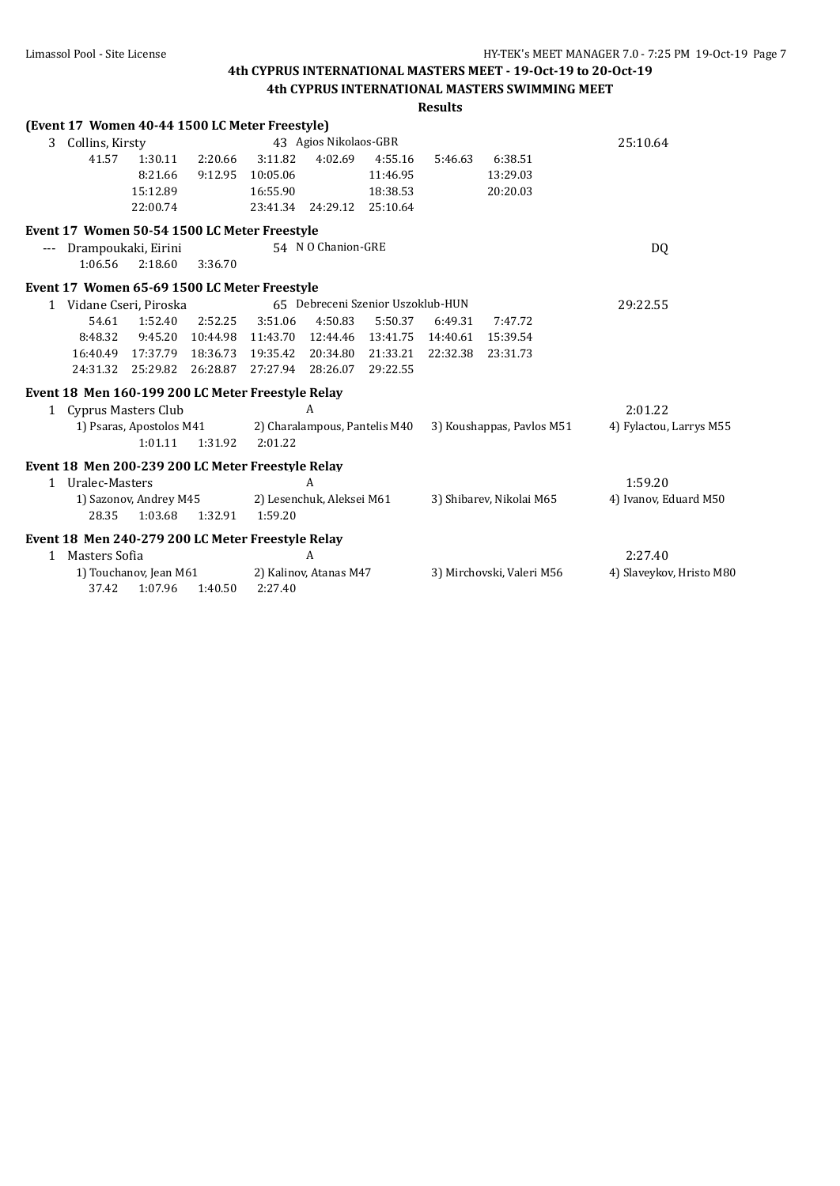# 4th CYPRUS INTERNATIONAL MASTERS MEET - 19-Oct-19 to 20-Oct-19

## 4th CYPRUS INTERNATIONAL MASTERS SWIMMING MEET

### Results

**(Event 17 Women 40-44 1500 LC Meter Freestyle)**

| | | | | | | | | | |
|---|---|---|---|---|---|---|---|---|---|
| 3 Collins, Kirsty | | | 43 Agios Nikolaos-GBR | | | | | | 25:10.64 |
| 41.57 | 1:30.11 | 2:20.66 | 3:11.82 | 4:02.69 | 4:55.16 | 5:46.63 | 6:38.51 | | |
| | 8:21.66 | 9:12.95 | 10:05.06 | | 11:46.95 | | 13:29.03 | | |
| | 15:12.89 | | 16:55.90 | | 18:38.53 | | 20:20.03 | | |
| | 22:00.74 | | 23:41.34 | 24:29.12 | 25:10.64 | | | | |

**Event 17 Women 50-54 1500 LC Meter Freestyle**

| | | | | |
|---|---|---|---|---|
| --- Drampoukaki, Eirini | | | 54 N O Chanion-GRE | DQ |
| 1:06.56 | 2:18.60 | 3:36.70 | | |

**Event 17 Women 65-69 1500 LC Meter Freestyle**

| | | | | | | | | |
|---|---|---|---|---|---|---|---|---|
| 1 Vidane Cseri, Piroska | | | 65 Debreceni Szenior Uszoklub-HUN | | | | | 29:22.55 |
| 54.61 | 1:52.40 | 2:52.25 | 3:51.06 | 4:50.83 | 5:50.37 | 6:49.31 | 7:47.72 | |
| 8:48.32 | 9:45.20 | 10:44.98 | 11:43.70 | 12:44.46 | 13:41.75 | 14:40.61 | 15:39.54 | |
| 16:40.49 | 17:37.79 | 18:36.73 | 19:35.42 | 20:34.80 | 21:33.21 | 22:32.38 | 23:31.73 | |
| 24:31.32 | 25:29.82 | 26:28.87 | 27:27.94 | 28:26.07 | 29:22.55 | | | |

**Event 18 Men 160-199 200 LC Meter Freestyle Relay**

| | | | | |
|---|---|---|---|---|
| 1 Cyprus Masters Club | A | | | 2:01.22 |
| 1) Psaras, Apostolos M41 | 2) Charalampous, Pantelis M40 | 3) Koushappas, Pavlos M51 | 4) Fylactou, Larrys M55 | |
| 1:01.11 | 1:31.92 | 2:01.22 | | |

**Event 18 Men 200-239 200 LC Meter Freestyle Relay**

| | | | | |
|---|---|---|---|---|
| 1 Uralec-Masters | A | | | 1:59.20 |
| 1) Sazonov, Andrey M45 | 2) Lesenchuk, Aleksei M61 | 3) Shibarev, Nikolai M65 | 4) Ivanov, Eduard M50 | |
| 28.35 | 1:03.68 | 1:32.91 | 1:59.20 | |

**Event 18 Men 240-279 200 LC Meter Freestyle Relay**

| | | | | |
|---|---|---|---|---|
| 1 Masters Sofia | A | | | 2:27.40 |
| 1) Touchanov, Jean M61 | 2) Kalinov, Atanas M47 | 3) Mirchovski, Valeri M56 | 4) Slaveykov, Hristo M80 | |
| 37.42 | 1:07.96 | 1:40.50 | 2:27.40 | |